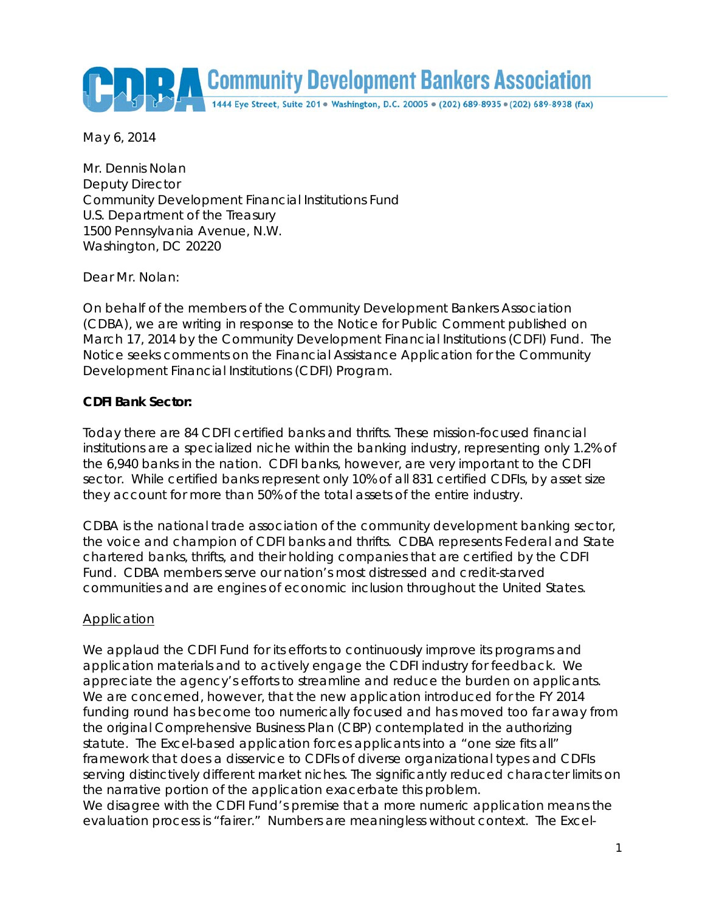**Community Development Bankers Association**

1444 Eye Street, Suite 201 • Washington, D.C. 20005 • (202) 689-8935 • (202) 689-8938 (fax)

May 6, 2014

Mr. Dennis Nolan
Deputy Director
Community Development Financial Institutions Fund
U.S. Department of the Treasury
1500 Pennsylvania Avenue, N.W.
Washington, DC 20220

Dear Mr. Nolan:

On behalf of the members of the Community Development Bankers Association (CDBA), we are writing in response to the Notice for Public Comment published on March 17, 2014 by the Community Development Financial Institutions (CDFI) Fund. The Notice seeks comments on the Financial Assistance Application for the Community Development Financial Institutions (CDFI) Program.

**CDFI Bank Sector:**

Today there are 84 CDFI certified banks and thrifts. These mission-focused financial institutions are a specialized niche within the banking industry, representing only 1.2% of the 6,940 banks in the nation. CDFI banks, however, are very important to the CDFI sector. While certified banks represent only 10% of all 831 certified CDFIs, by asset size they account for more than 50% of the total assets of the entire industry.

CDBA is the national trade association of the community development banking sector, the voice and champion of CDFI banks and thrifts. CDBA represents Federal and State chartered banks, thrifts, and their holding companies that are certified by the CDFI Fund. CDBA members serve our nation's most distressed and credit-starved communities and are engines of economic inclusion throughout the United States.

<u>Application</u>

We applaud the CDFI Fund for its efforts to continuously improve its programs and application materials and to actively engage the CDFI industry for feedback. We appreciate the agency's efforts to streamline and reduce the burden on applicants. We are concerned, however, that the new application introduced for the FY 2014 funding round has become too numerically focused and has moved too far away from the original Comprehensive Business Plan (CBP) contemplated in the authorizing statute. The Excel-based application forces applicants into a "one size fits all" framework that does a disservice to CDFIs of diverse organizational types and CDFIs serving distinctively different market niches. The significantly reduced character limits on the narrative portion of the application exacerbate this problem.

We disagree with the CDFI Fund's premise that a more numeric application means the evaluation process is "fairer." Numbers are meaningless without context. The Excel-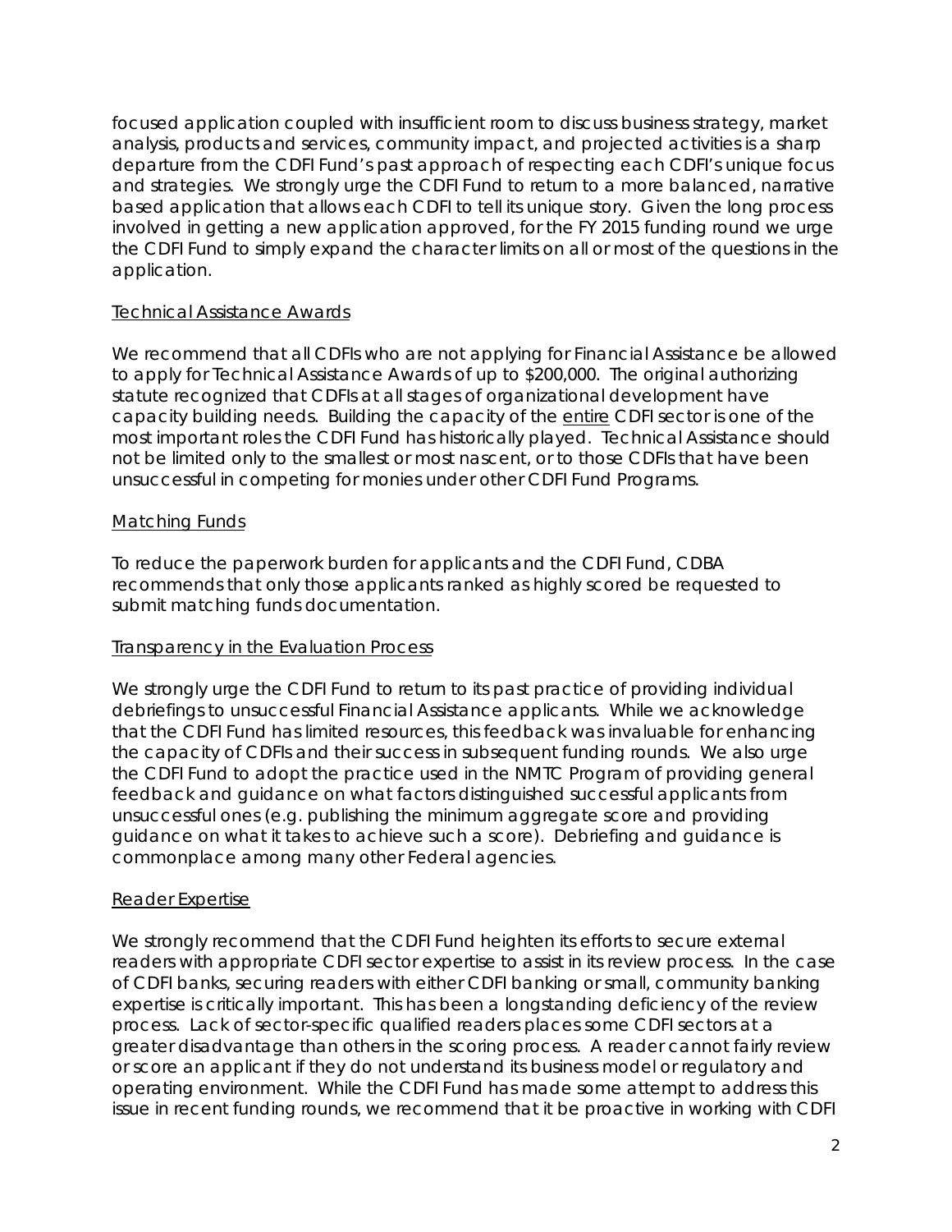focused application coupled with insufficient room to discuss business strategy, market analysis, products and services, community impact, and projected activities is a sharp departure from the CDFI Fund's past approach of respecting each CDFI's unique focus and strategies. We strongly urge the CDFI Fund to return to a more balanced, narrative based application that allows each CDFI to tell its unique story. Given the long process involved in getting a new application approved, for the FY 2015 funding round we urge the CDFI Fund to simply expand the character limits on all or most of the questions in the application.

## Technical Assistance Awards

We recommend that all CDFIs who are not applying for Financial Assistance be allowed to apply for Technical Assistance Awards of up to $200,000. The original authorizing statute recognized that CDFIs at all stages of organizational development have capacity building needs. Building the capacity of the entire CDFI sector is one of the most important roles the CDFI Fund has historically played. Technical Assistance should not be limited only to the smallest or most nascent, or to those CDFIs that have been unsuccessful in competing for monies under other CDFI Fund Programs.

## Matching Funds

To reduce the paperwork burden for applicants and the CDFI Fund, CDBA recommends that only those applicants ranked as highly scored be requested to submit matching funds documentation.

## Transparency in the Evaluation Process

We strongly urge the CDFI Fund to return to its past practice of providing individual debriefings to unsuccessful Financial Assistance applicants. While we acknowledge that the CDFI Fund has limited resources, this feedback was invaluable for enhancing the capacity of CDFIs and their success in subsequent funding rounds. We also urge the CDFI Fund to adopt the practice used in the NMTC Program of providing general feedback and guidance on what factors distinguished successful applicants from unsuccessful ones (e.g. publishing the minimum aggregate score and providing guidance on what it takes to achieve such a score). Debriefing and guidance is commonplace among many other Federal agencies.

## Reader Expertise

We strongly recommend that the CDFI Fund heighten its efforts to secure external readers with appropriate CDFI sector expertise to assist in its review process. In the case of CDFI banks, securing readers with either CDFI banking or small, community banking expertise is critically important. This has been a longstanding deficiency of the review process. Lack of sector-specific qualified readers places some CDFI sectors at a greater disadvantage than others in the scoring process. A reader cannot fairly review or score an applicant if they do not understand its business model or regulatory and operating environment. While the CDFI Fund has made some attempt to address this issue in recent funding rounds, we recommend that it be proactive in working with CDFI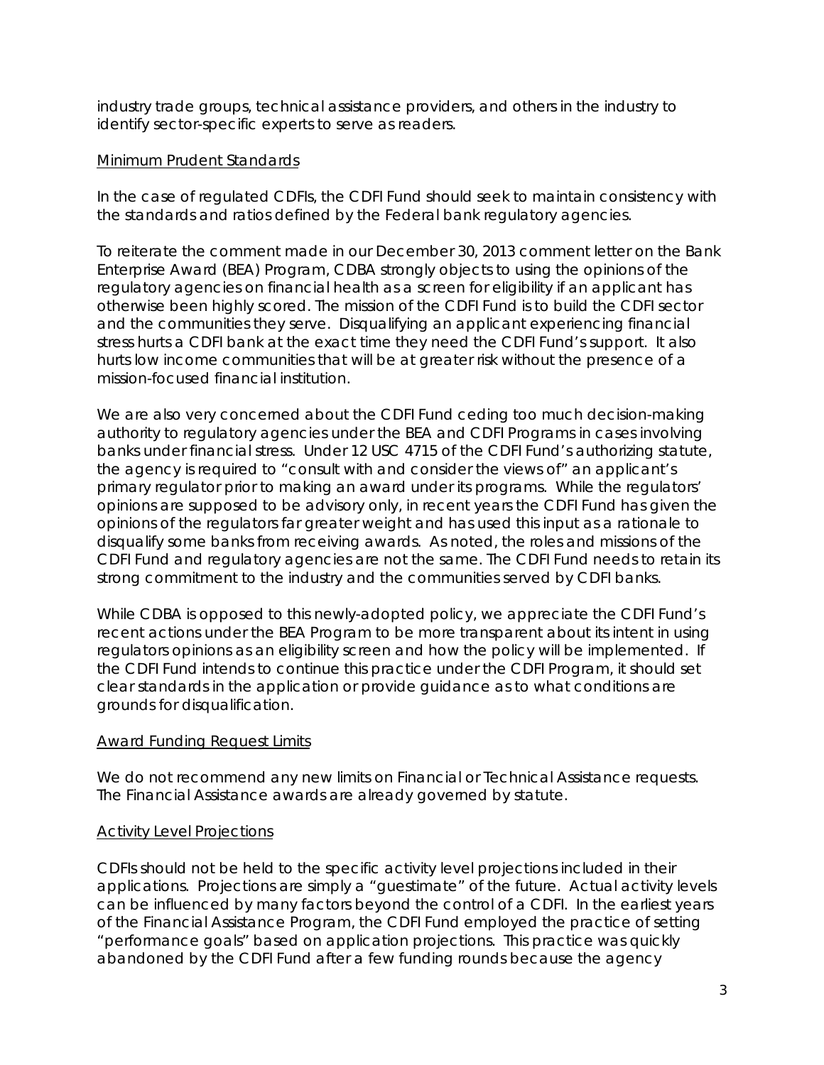industry trade groups, technical assistance providers, and others in the industry to identify sector-specific experts to serve as readers.

<u>Minimum Prudent Standards</u>

In the case of regulated CDFIs, the CDFI Fund should seek to maintain consistency with the standards and ratios defined by the Federal bank regulatory agencies.

To reiterate the comment made in our December 30, 2013 comment letter on the Bank Enterprise Award (BEA) Program, CDBA strongly objects to using the opinions of the regulatory agencies on financial health as a screen for eligibility if an applicant has otherwise been highly scored. The mission of the CDFI Fund is to build the CDFI sector and the communities they serve. Disqualifying an applicant experiencing financial stress hurts a CDFI bank at the exact time they need the CDFI Fund's support. It also hurts low income communities that will be at greater risk without the presence of a mission-focused financial institution.

We are also very concerned about the CDFI Fund ceding too much decision-making authority to regulatory agencies under the BEA and CDFI Programs in cases involving banks under financial stress. Under 12 USC 4715 of the CDFI Fund's authorizing statute, the agency is required to "consult with and consider the views of" an applicant's primary regulator prior to making an award under its programs. While the regulators' opinions are supposed to be advisory only, in recent years the CDFI Fund has given the opinions of the regulators far greater weight and has used this input as a rationale to disqualify some banks from receiving awards. As noted, the roles and missions of the CDFI Fund and regulatory agencies are not the same. The CDFI Fund needs to retain its strong commitment to the industry and the communities served by CDFI banks.

While CDBA is opposed to this newly-adopted policy, we appreciate the CDFI Fund's recent actions under the BEA Program to be more transparent about its intent in using regulators opinions as an eligibility screen and how the policy will be implemented. If the CDFI Fund intends to continue this practice under the CDFI Program, it should set clear standards in the application or provide guidance as to what conditions are grounds for disqualification.

<u>Award Funding Request Limits</u>

We do not recommend any new limits on Financial or Technical Assistance requests. The Financial Assistance awards are already governed by statute.

<u>Activity Level Projections</u>

CDFIs should not be held to the specific activity level projections included in their applications. Projections are simply a "guestimate" of the future. Actual activity levels can be influenced by many factors beyond the control of a CDFI. In the earliest years of the Financial Assistance Program, the CDFI Fund employed the practice of setting "performance goals" based on application projections. This practice was quickly abandoned by the CDFI Fund after a few funding rounds because the agency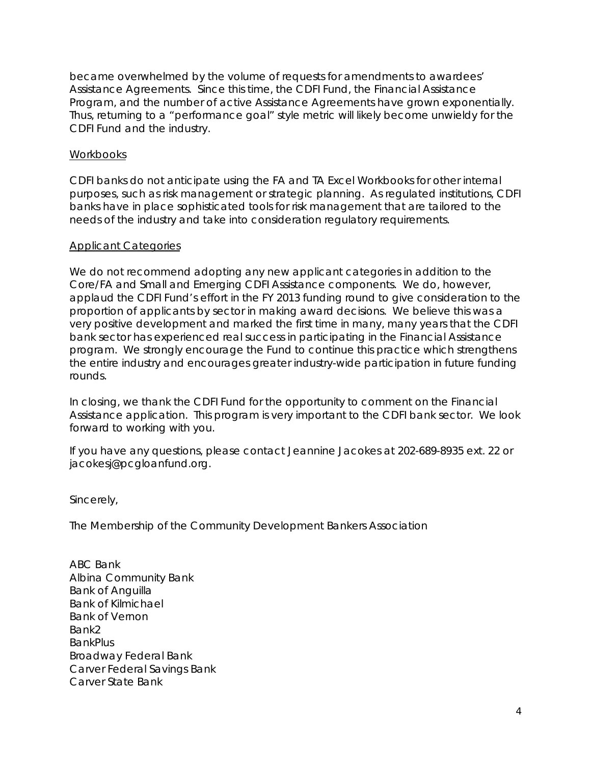became overwhelmed by the volume of requests for amendments to awardees' Assistance Agreements. Since this time, the CDFI Fund, the Financial Assistance Program, and the number of active Assistance Agreements have grown exponentially. Thus, returning to a "performance goal" style metric will likely become unwieldy for the CDFI Fund and the industry.

<u>Workbooks</u>

CDFI banks do not anticipate using the FA and TA Excel Workbooks for other internal purposes, such as risk management or strategic planning. As regulated institutions, CDFI banks have in place sophisticated tools for risk management that are tailored to the needs of the industry and take into consideration regulatory requirements.

<u>Applicant Categories</u>

We do not recommend adopting any new applicant categories in addition to the Core/FA and Small and Emerging CDFI Assistance components. We do, however, applaud the CDFI Fund's effort in the FY 2013 funding round to give consideration to the proportion of applicants by sector in making award decisions. We believe this was a very positive development and marked the first time in many, many years that the CDFI bank sector has experienced real success in participating in the Financial Assistance program. We strongly encourage the Fund to continue this practice which strengthens the entire industry and encourages greater industry-wide participation in future funding rounds.

In closing, we thank the CDFI Fund for the opportunity to comment on the Financial Assistance application. This program is very important to the CDFI bank sector. We look forward to working with you.

If you have any questions, please contact Jeannine Jacokes at 202-689-8935 ext. 22 or jacokesj@pcgloanfund.org.

Sincerely,

The Membership of the Community Development Bankers Association

ABC Bank
Albina Community Bank
Bank of Anguilla
Bank of Kilmichael
Bank of Vernon
Bank2
BankPlus
Broadway Federal Bank
Carver Federal Savings Bank
Carver State Bank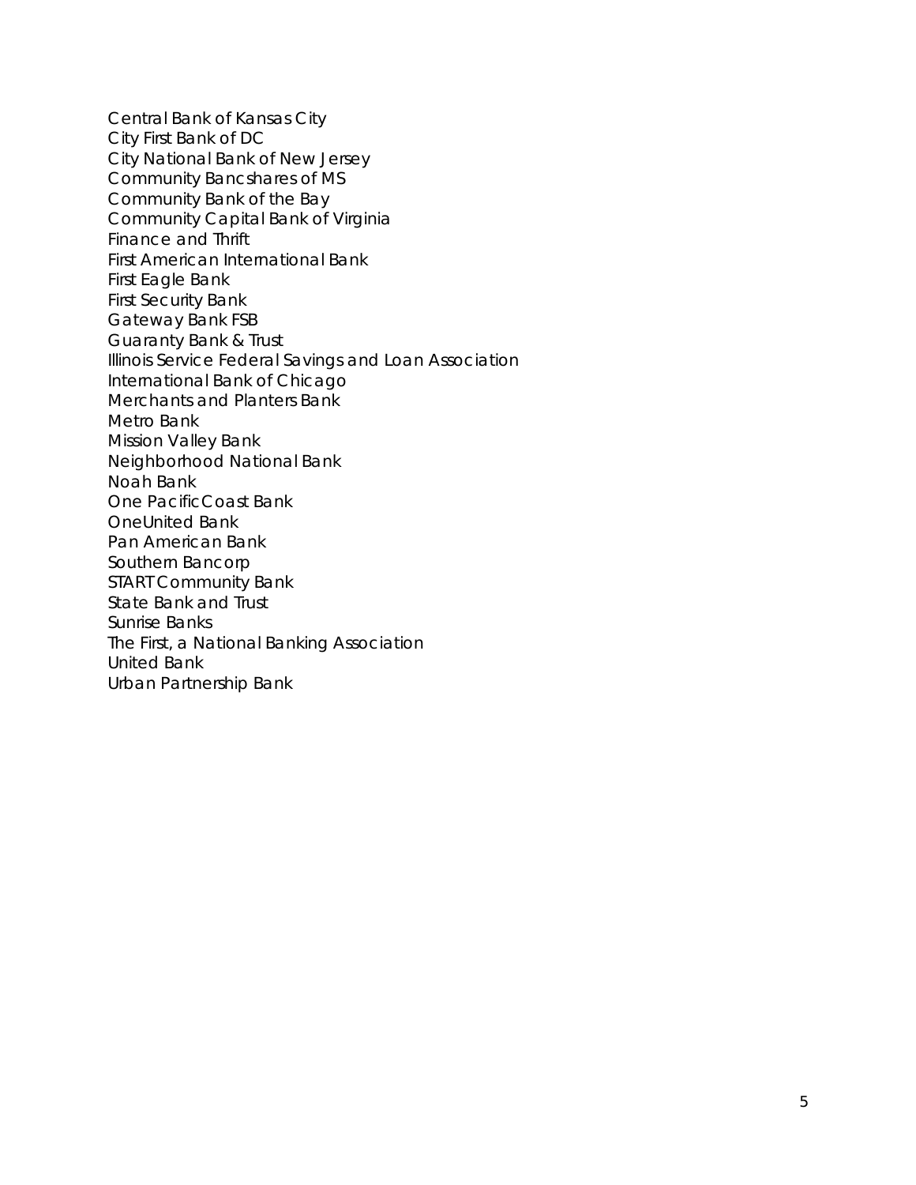Central Bank of Kansas City
City First Bank of DC
City National Bank of New Jersey
Community Bancshares of MS
Community Bank of the Bay
Community Capital Bank of Virginia
Finance and Thrift
First American International Bank
First Eagle Bank
First Security Bank
Gateway Bank FSB
Guaranty Bank & Trust
Illinois Service Federal Savings and Loan Association
International Bank of Chicago
Merchants and Planters Bank
Metro Bank
Mission Valley Bank
Neighborhood National Bank
Noah Bank
One PacificCoast Bank
OneUnited Bank
Pan American Bank
Southern Bancorp
START Community Bank
State Bank and Trust
Sunrise Banks
The First, a National Banking Association
United Bank
Urban Partnership Bank